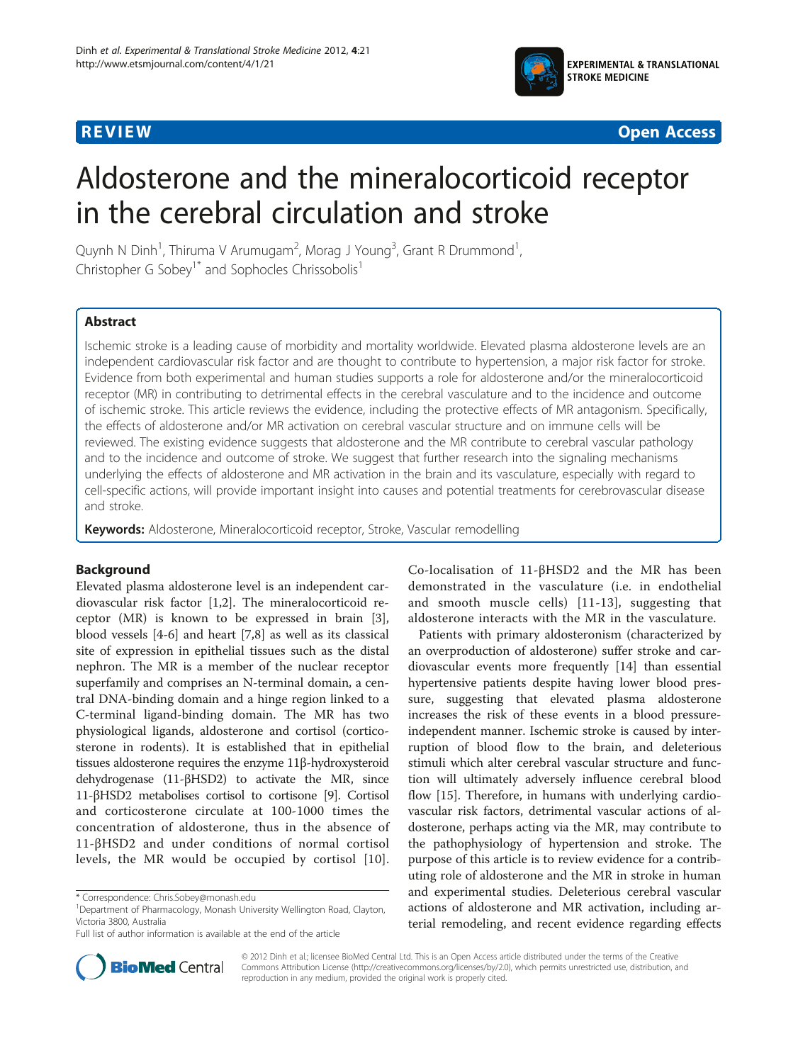**REVIEW** **Open Access**

# Aldosterone and the mineralocorticoid receptor in the cerebral circulation and stroke

Quynh N Dinh[1], Thiruma V Arumugam[2], Morag J Young[3], Grant R Drummond[1], Christopher G Sobey[1*] and Sophocles Chrissobolis[1]

## Abstract

Ischemic stroke is a leading cause of morbidity and mortality worldwide. Elevated plasma aldosterone levels are an independent cardiovascular risk factor and are thought to contribute to hypertension, a major risk factor for stroke. Evidence from both experimental and human studies supports a role for aldosterone and/or the mineralocorticoid receptor (MR) in contributing to detrimental effects in the cerebral vasculature and to the incidence and outcome of ischemic stroke. This article reviews the evidence, including the protective effects of MR antagonism. Specifically, the effects of aldosterone and/or MR activation on cerebral vascular structure and on immune cells will be reviewed. The existing evidence suggests that aldosterone and the MR contribute to cerebral vascular pathology and to the incidence and outcome of stroke. We suggest that further research into the signaling mechanisms underlying the effects of aldosterone and MR activation in the brain and its vasculature, especially with regard to cell-specific actions, will provide important insight into causes and potential treatments for cerebrovascular disease and stroke.

**Keywords:** Aldosterone, Mineralocorticoid receptor, Stroke, Vascular remodelling

## Background

Elevated plasma aldosterone level is an independent cardiovascular risk factor [1,2]. The mineralocorticoid receptor (MR) is known to be expressed in brain [3], blood vessels [4-6] and heart [7,8] as well as its classical site of expression in epithelial tissues such as the distal nephron. The MR is a member of the nuclear receptor superfamily and comprises an N-terminal domain, a central DNA-binding domain and a hinge region linked to a C-terminal ligand-binding domain. The MR has two physiological ligands, aldosterone and cortisol (corticosterone in rodents). It is established that in epithelial tissues aldosterone requires the enzyme 11β-hydroxysteroid dehydrogenase (11-βHSD2) to activate the MR, since 11-βHSD2 metabolises cortisol to cortisone [9]. Cortisol and corticosterone circulate at 100-1000 times the concentration of aldosterone, thus in the absence of 11-βHSD2 and under conditions of normal cortisol levels, the MR would be occupied by cortisol [10]. Co-localisation of 11-βHSD2 and the MR has been demonstrated in the vasculature (i.e. in endothelial and smooth muscle cells) [11-13], suggesting that aldosterone interacts with the MR in the vasculature.

Patients with primary aldosteronism (characterized by an overproduction of aldosterone) suffer stroke and cardiovascular events more frequently [14] than essential hypertensive patients despite having lower blood pressure, suggesting that elevated plasma aldosterone increases the risk of these events in a blood pressure-independent manner. Ischemic stroke is caused by interruption of blood flow to the brain, and deleterious stimuli which alter cerebral vascular structure and function will ultimately adversely influence cerebral blood flow [15]. Therefore, in humans with underlying cardiovascular risk factors, detrimental vascular actions of aldosterone, perhaps acting via the MR, may contribute to the pathophysiology of hypertension and stroke. The purpose of this article is to review evidence for a contributing role of aldosterone and the MR in stroke in human and experimental studies. Deleterious cerebral vascular actions of aldosterone and MR activation, including arterial remodeling, and recent evidence regarding effects

\* Correspondence: Chris.Sobey@monash.edu
[1]Department of Pharmacology, Monash University Wellington Road, Clayton, Victoria 3800, Australia
Full list of author information is available at the end of the article

© 2012 Dinh et al.; licensee BioMed Central Ltd. This is an Open Access article distributed under the terms of the Creative Commons Attribution License (http://creativecommons.org/licenses/by/2.0), which permits unrestricted use, distribution, and reproduction in any medium, provided the original work is properly cited.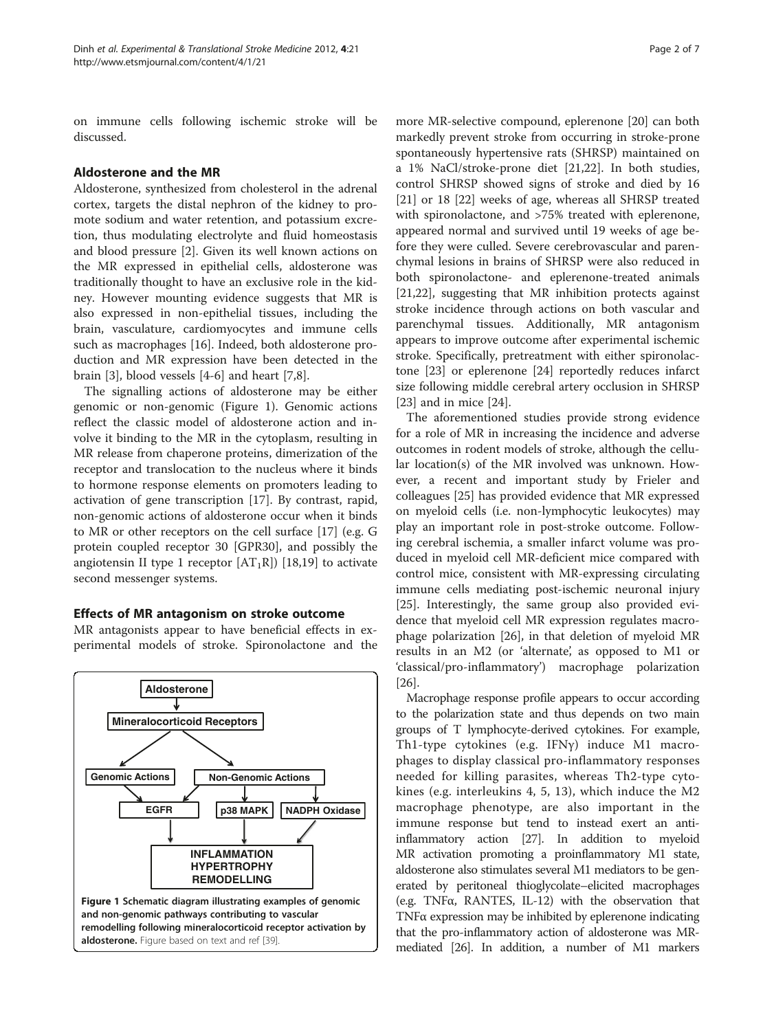on immune cells following ischemic stroke will be discussed.

## Aldosterone and the MR

Aldosterone, synthesized from cholesterol in the adrenal cortex, targets the distal nephron of the kidney to promote sodium and water retention, and potassium excretion, thus modulating electrolyte and fluid homeostasis and blood pressure [2]. Given its well known actions on the MR expressed in epithelial cells, aldosterone was traditionally thought to have an exclusive role in the kidney. However mounting evidence suggests that MR is also expressed in non-epithelial tissues, including the brain, vasculature, cardiomyocytes and immune cells such as macrophages [16]. Indeed, both aldosterone production and MR expression have been detected in the brain [3], blood vessels [4-6] and heart [7,8].

The signalling actions of aldosterone may be either genomic or non-genomic (Figure 1). Genomic actions reflect the classic model of aldosterone action and involve it binding to the MR in the cytoplasm, resulting in MR release from chaperone proteins, dimerization of the receptor and translocation to the nucleus where it binds to hormone response elements on promoters leading to activation of gene transcription [17]. By contrast, rapid, non-genomic actions of aldosterone occur when it binds to MR or other receptors on the cell surface [17] (e.g. G protein coupled receptor 30 [GPR30], and possibly the angiotensin II type 1 receptor [$AT_1R$]) [18,19] to activate second messenger systems.

## Effects of MR antagonism on stroke outcome

MR antagonists appear to have beneficial effects in experimental models of stroke. Spironolactone and the more MR-selective compound, eplerenone [20] can both markedly prevent stroke from occurring in stroke-prone spontaneously hypertensive rats (SHRSP) maintained on a 1% NaCl/stroke-prone diet [21,22]. In both studies, control SHRSP showed signs of stroke and died by 16 [21] or 18 [22] weeks of age, whereas all SHRSP treated with spironolactone, and >75% treated with eplerenone, appeared normal and survived until 19 weeks of age before they were culled. Severe cerebrovascular and parenchymal lesions in brains of SHRSP were also reduced in both spironolactone- and eplerenone-treated animals [21,22], suggesting that MR inhibition protects against stroke incidence through actions on both vascular and parenchymal tissues. Additionally, MR antagonism appears to improve outcome after experimental ischemic stroke. Specifically, pretreatment with either spironolactone [23] or eplerenone [24] reportedly reduces infarct size following middle cerebral artery occlusion in SHRSP [23] and in mice [24].

The aforementioned studies provide strong evidence for a role of MR in increasing the incidence and adverse outcomes in rodent models of stroke, although the cellular location(s) of the MR involved was unknown. However, a recent and important study by Frieler and colleagues [25] has provided evidence that MR expressed on myeloid cells (i.e. non-lymphocytic leukocytes) may play an important role in post-stroke outcome. Following cerebral ischemia, a smaller infarct volume was produced in myeloid cell MR-deficient mice compared with control mice, consistent with MR-expressing circulating immune cells mediating post-ischemic neuronal injury [25]. Interestingly, the same group also provided evidence that myeloid cell MR expression regulates macrophage polarization [26], in that deletion of myeloid MR results in an M2 (or 'alternate', as opposed to M1 or 'classical/pro-inflammatory') macrophage polarization [26].

Macrophage response profile appears to occur according to the polarization state and thus depends on two main groups of T lymphocyte-derived cytokines. For example, Th1-type cytokines (e.g. IFNγ) induce M1 macrophages to display classical pro-inflammatory responses needed for killing parasites, whereas Th2-type cytokines (e.g. interleukins 4, 5, 13), which induce the M2 macrophage phenotype, are also important in the immune response but tend to instead exert an anti-inflammatory action [27]. In addition to myeloid MR activation promoting a proinflammatory M1 state, aldosterone also stimulates several M1 mediators to be generated by peritoneal thioglycolate–elicited macrophages (e.g. TNFα, RANTES, IL-12) with the observation that TNFα expression may be inhibited by eplerenone indicating that the pro-inflammatory action of aldosterone was MR-mediated [26]. In addition, a number of M1 markers

**Figure 1** Schematic diagram illustrating examples of genomic and non-genomic pathways contributing to vascular remodelling following mineralocorticoid receptor activation by aldosterone. Figure based on text and ref [39].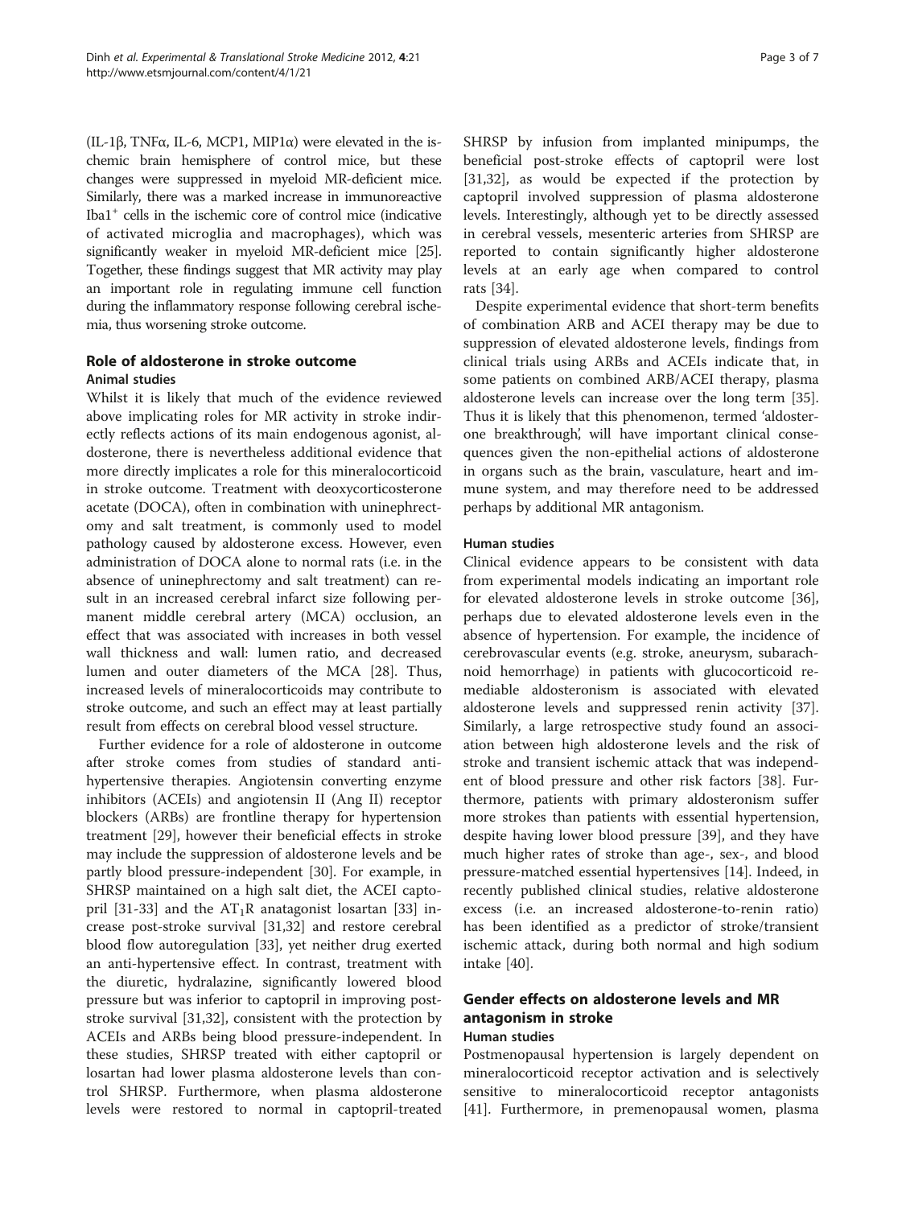(IL-1β, TNFα, IL-6, MCP1, MIP1α) were elevated in the ischemic brain hemisphere of control mice, but these changes were suppressed in myeloid MR-deficient mice. Similarly, there was a marked increase in immunoreactive $Iba1^+$ cells in the ischemic core of control mice (indicative of activated microglia and macrophages), which was significantly weaker in myeloid MR-deficient mice [25]. Together, these findings suggest that MR activity may play an important role in regulating immune cell function during the inflammatory response following cerebral ischemia, thus worsening stroke outcome.

## Role of aldosterone in stroke outcome

### Animal studies

Whilst it is likely that much of the evidence reviewed above implicating roles for MR activity in stroke indirectly reflects actions of its main endogenous agonist, aldosterone, there is nevertheless additional evidence that more directly implicates a role for this mineralocorticoid in stroke outcome. Treatment with deoxycorticosterone acetate (DOCA), often in combination with uninephrectomy and salt treatment, is commonly used to model pathology caused by aldosterone excess. However, even administration of DOCA alone to normal rats (i.e. in the absence of uninephrectomy and salt treatment) can result in an increased cerebral infarct size following permanent middle cerebral artery (MCA) occlusion, an effect that was associated with increases in both vessel wall thickness and wall: lumen ratio, and decreased lumen and outer diameters of the MCA [28]. Thus, increased levels of mineralocorticoids may contribute to stroke outcome, and such an effect may at least partially result from effects on cerebral blood vessel structure.

Further evidence for a role of aldosterone in outcome after stroke comes from studies of standard anti-hypertensive therapies. Angiotensin converting enzyme inhibitors (ACEIs) and angiotensin II (Ang II) receptor blockers (ARBs) are frontline therapy for hypertension treatment [29], however their beneficial effects in stroke may include the suppression of aldosterone levels and be partly blood pressure-independent [30]. For example, in SHRSP maintained on a high salt diet, the ACEI captopril [31-33] and the $AT_1R$ anatagonist losartan [33] increase post-stroke survival [31,32] and restore cerebral blood flow autoregulation [33], yet neither drug exerted an anti-hypertensive effect. In contrast, treatment with the diuretic, hydralazine, significantly lowered blood pressure but was inferior to captopril in improving post-stroke survival [31,32], consistent with the protection by ACEIs and ARBs being blood pressure-independent. In these studies, SHRSP treated with either captopril or losartan had lower plasma aldosterone levels than control SHRSP. Furthermore, when plasma aldosterone levels were restored to normal in captopril-treated SHRSP by infusion from implanted minipumps, the beneficial post-stroke effects of captopril were lost [31,32], as would be expected if the protection by captopril involved suppression of plasma aldosterone levels. Interestingly, although yet to be directly assessed in cerebral vessels, mesenteric arteries from SHRSP are reported to contain significantly higher aldosterone levels at an early age when compared to control rats [34].

Despite experimental evidence that short-term benefits of combination ARB and ACEI therapy may be due to suppression of elevated aldosterone levels, findings from clinical trials using ARBs and ACEIs indicate that, in some patients on combined ARB/ACEI therapy, plasma aldosterone levels can increase over the long term [35]. Thus it is likely that this phenomenon, termed 'aldosterone breakthrough', will have important clinical consequences given the non-epithelial actions of aldosterone in organs such as the brain, vasculature, heart and immune system, and may therefore need to be addressed perhaps by additional MR antagonism.

### Human studies

Clinical evidence appears to be consistent with data from experimental models indicating an important role for elevated aldosterone levels in stroke outcome [36], perhaps due to elevated aldosterone levels even in the absence of hypertension. For example, the incidence of cerebrovascular events (e.g. stroke, aneurysm, subarachnoid hemorrhage) in patients with glucocorticoid remediable aldosteronism is associated with elevated aldosterone levels and suppressed renin activity [37]. Similarly, a large retrospective study found an association between high aldosterone levels and the risk of stroke and transient ischemic attack that was independent of blood pressure and other risk factors [38]. Furthermore, patients with primary aldosteronism suffer more strokes than patients with essential hypertension, despite having lower blood pressure [39], and they have much higher rates of stroke than age-, sex-, and blood pressure-matched essential hypertensives [14]. Indeed, in recently published clinical studies, relative aldosterone excess (i.e. an increased aldosterone-to-renin ratio) has been identified as a predictor of stroke/transient ischemic attack, during both normal and high sodium intake [40].

## Gender effects on aldosterone levels and MR antagonism in stroke

### Human studies

Postmenopausal hypertension is largely dependent on mineralocorticoid receptor activation and is selectively sensitive to mineralocorticoid receptor antagonists [41]. Furthermore, in premenopausal women, plasma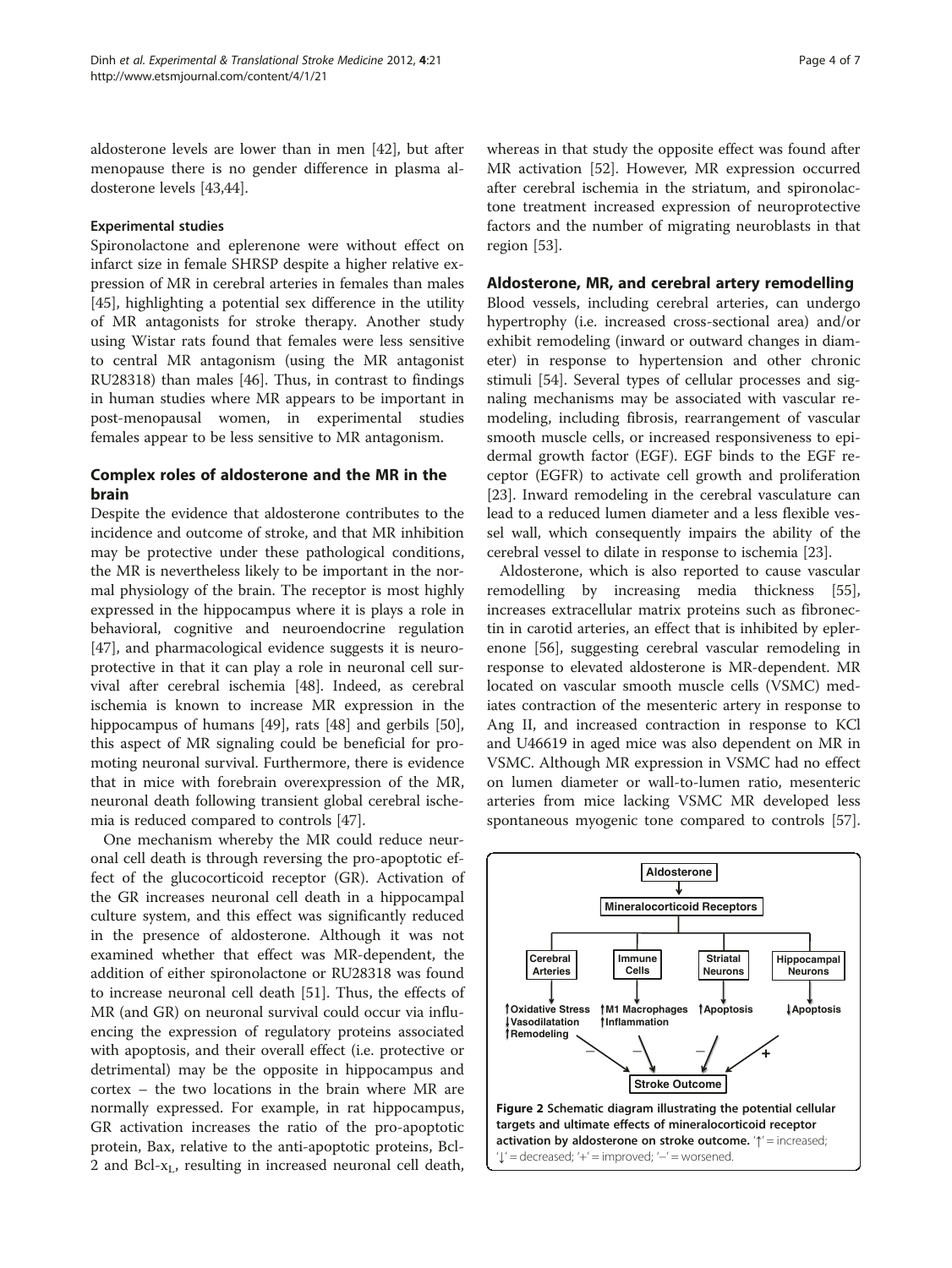aldosterone levels are lower than in men [42], but after menopause there is no gender difference in plasma aldosterone levels [43,44].

### Experimental studies

Spironolactone and eplerenone were without effect on infarct size in female SHRSP despite a higher relative expression of MR in cerebral arteries in females than males [45], highlighting a potential sex difference in the utility of MR antagonists for stroke therapy. Another study using Wistar rats found that females were less sensitive to central MR antagonism (using the MR antagonist RU28318) than males [46]. Thus, in contrast to findings in human studies where MR appears to be important in post-menopausal women, in experimental studies females appear to be less sensitive to MR antagonism.

## Complex roles of aldosterone and the MR in the brain

Despite the evidence that aldosterone contributes to the incidence and outcome of stroke, and that MR inhibition may be protective under these pathological conditions, the MR is nevertheless likely to be important in the normal physiology of the brain. The receptor is most highly expressed in the hippocampus where it is plays a role in behavioral, cognitive and neuroendocrine regulation [47], and pharmacological evidence suggests it is neuroprotective in that it can play a role in neuronal cell survival after cerebral ischemia [48]. Indeed, as cerebral ischemia is known to increase MR expression in the hippocampus of humans [49], rats [48] and gerbils [50], this aspect of MR signaling could be beneficial for promoting neuronal survival. Furthermore, there is evidence that in mice with forebrain overexpression of the MR, neuronal death following transient global cerebral ischemia is reduced compared to controls [47].

One mechanism whereby the MR could reduce neuronal cell death is through reversing the pro-apoptotic effect of the glucocorticoid receptor (GR). Activation of the GR increases neuronal cell death in a hippocampal culture system, and this effect was significantly reduced in the presence of aldosterone. Although it was not examined whether that effect was MR-dependent, the addition of either spironolactone or RU28318 was found to increase neuronal cell death [51]. Thus, the effects of MR (and GR) on neuronal survival could occur via influencing the expression of regulatory proteins associated with apoptosis, and their overall effect (i.e. protective or detrimental) may be the opposite in hippocampus and cortex – the two locations in the brain where MR are normally expressed. For example, in rat hippocampus, GR activation increases the ratio of the pro-apoptotic protein, Bax, relative to the anti-apoptotic proteins, Bcl-2 and Bcl-$x_L$, resulting in increased neuronal cell death, whereas in that study the opposite effect was found after MR activation [52]. However, MR expression occurred after cerebral ischemia in the striatum, and spironolactone treatment increased expression of neuroprotective factors and the number of migrating neuroblasts in that region [53].

## Aldosterone, MR, and cerebral artery remodelling

Blood vessels, including cerebral arteries, can undergo hypertrophy (i.e. increased cross-sectional area) and/or exhibit remodeling (inward or outward changes in diameter) in response to hypertension and other chronic stimuli [54]. Several types of cellular processes and signaling mechanisms may be associated with vascular remodeling, including fibrosis, rearrangement of vascular smooth muscle cells, or increased responsiveness to epidermal growth factor (EGF). EGF binds to the EGF receptor (EGFR) to activate cell growth and proliferation [23]. Inward remodeling in the cerebral vasculature can lead to a reduced lumen diameter and a less flexible vessel wall, which consequently impairs the ability of the cerebral vessel to dilate in response to ischemia [23].

Aldosterone, which is also reported to cause vascular remodelling by increasing media thickness [55], increases extracellular matrix proteins such as fibronectin in carotid arteries, an effect that is inhibited by eplerenone [56], suggesting cerebral vascular remodeling in response to elevated aldosterone is MR-dependent. MR located on vascular smooth muscle cells (VSMC) mediates contraction of the mesenteric artery in response to Ang II, and increased contraction in response to KCl and U46619 in aged mice was also dependent on MR in VSMC. Although MR expression in VSMC had no effect on lumen diameter or wall-to-lumen ratio, mesenteric arteries from mice lacking VSMC MR developed less spontaneous myogenic tone compared to controls [57].

**Figure 2 Schematic diagram illustrating the potential cellular targets and ultimate effects of mineralocorticoid receptor activation by aldosterone on stroke outcome.** '↑' = increased; '↓' = decreased; '+' = improved; '–' = worsened.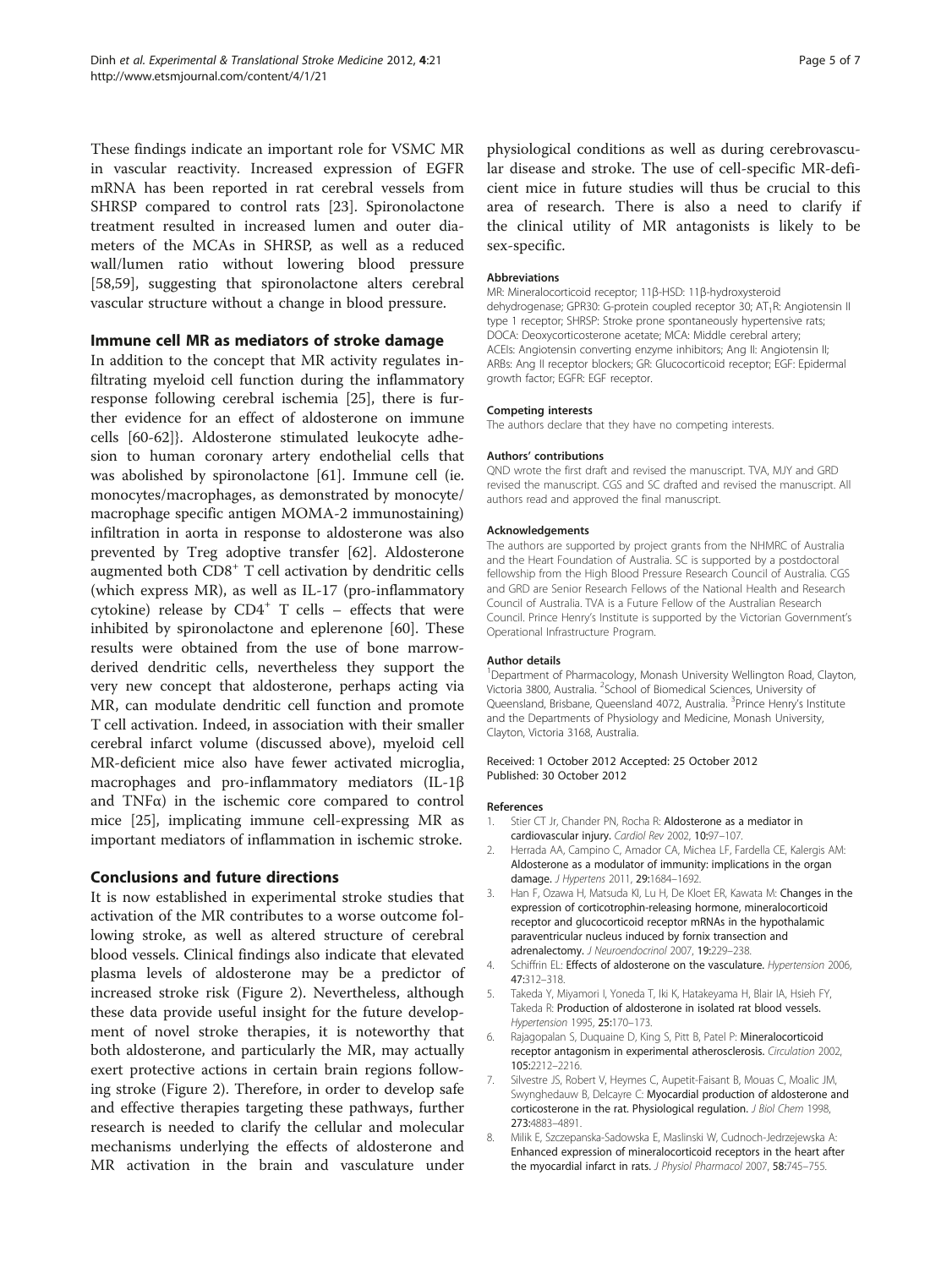These findings indicate an important role for VSMC MR in vascular reactivity. Increased expression of EGFR mRNA has been reported in rat cerebral vessels from SHRSP compared to control rats [23]. Spironolactone treatment resulted in increased lumen and outer diameters of the MCAs in SHRSP, as well as a reduced wall/lumen ratio without lowering blood pressure [58,59], suggesting that spironolactone alters cerebral vascular structure without a change in blood pressure.

## Immune cell MR as mediators of stroke damage

In addition to the concept that MR activity regulates infiltrating myeloid cell function during the inflammatory response following cerebral ischemia [25], there is further evidence for an effect of aldosterone on immune cells [60-62]}. Aldosterone stimulated leukocyte adhesion to human coronary artery endothelial cells that was abolished by spironolactone [61]. Immune cell (ie. monocytes/macrophages, as demonstrated by monocyte/macrophage specific antigen MOMA-2 immunostaining) infiltration in aorta in response to aldosterone was also prevented by Treg adoptive transfer [62]. Aldosterone augmented both $CD8^+$ T cell activation by dendritic cells (which express MR), as well as IL-17 (pro-inflammatory cytokine) release by $CD4^+$ T cells – effects that were inhibited by spironolactone and eplerenone [60]. These results were obtained from the use of bone marrow-derived dendritic cells, nevertheless they support the very new concept that aldosterone, perhaps acting via MR, can modulate dendritic cell function and promote T cell activation. Indeed, in association with their smaller cerebral infarct volume (discussed above), myeloid cell MR-deficient mice also have fewer activated microglia, macrophages and pro-inflammatory mediators (IL-1β and TNFα) in the ischemic core compared to control mice [25], implicating immune cell-expressing MR as important mediators of inflammation in ischemic stroke.

## Conclusions and future directions

It is now established in experimental stroke studies that activation of the MR contributes to a worse outcome following stroke, as well as altered structure of cerebral blood vessels. Clinical findings also indicate that elevated plasma levels of aldosterone may be a predictor of increased stroke risk (Figure 2). Nevertheless, although these data provide useful insight for the future development of novel stroke therapies, it is noteworthy that both aldosterone, and particularly the MR, may actually exert protective actions in certain brain regions following stroke (Figure 2). Therefore, in order to develop safe and effective therapies targeting these pathways, further research is needed to clarify the cellular and molecular mechanisms underlying the effects of aldosterone and MR activation in the brain and vasculature under physiological conditions as well as during cerebrovascular disease and stroke. The use of cell-specific MR-deficient mice in future studies will thus be crucial to this area of research. There is also a need to clarify if the clinical utility of MR antagonists is likely to be sex-specific.

#### Abbreviations

MR: Mineralocorticoid receptor; 11β-HSD: 11β-hydroxysteroid dehydrogenase; GPR30: G-protein coupled receptor 30; $AT_1R$: Angiotensin II type 1 receptor; SHRSP: Stroke prone spontaneously hypertensive rats; DOCA: Deoxycorticosterone acetate; MCA: Middle cerebral artery; ACEIs: Angiotensin converting enzyme inhibitors; Ang II: Angiotensin II; ARBs: Ang II receptor blockers; GR: Glucocorticoid receptor; EGF: Epidermal growth factor; EGFR: EGF receptor.

#### Competing interests

The authors declare that they have no competing interests.

#### Authors' contributions

QND wrote the first draft and revised the manuscript. TVA, MJY and GRD revised the manuscript. CGS and SC drafted and revised the manuscript. All authors read and approved the final manuscript.

#### Acknowledgements

The authors are supported by project grants from the NHMRC of Australia and the Heart Foundation of Australia. SC is supported by a postdoctoral fellowship from the High Blood Pressure Research Council of Australia. CGS and GRD are Senior Research Fellows of the National Health and Research Council of Australia. TVA is a Future Fellow of the Australian Research Council. Prince Henry's Institute is supported by the Victorian Government's Operational Infrastructure Program.

#### Author details

[1]Department of Pharmacology, Monash University Wellington Road, Clayton, Victoria 3800, Australia. [2]School of Biomedical Sciences, University of Queensland, Brisbane, Queensland 4072, Australia. [3]Prince Henry's Institute and the Departments of Physiology and Medicine, Monash University, Clayton, Victoria 3168, Australia.

Received: 1 October 2012 Accepted: 25 October 2012
Published: 30 October 2012

#### References

1. Stier CT Jr, Chander PN, Rocha R: **Aldosterone as a mediator in cardiovascular injury.** *Cardiol Rev* 2002, **10**:97–107.
2. Herrada AA, Campino C, Amador CA, Michea LF, Fardella CE, Kalergis AM: **Aldosterone as a modulator of immunity: implications in the organ damage.** *J Hypertens* 2011, **29**:1684–1692.
3. Han F, Ozawa H, Matsuda KI, Lu H, De Kloet ER, Kawata M: **Changes in the expression of corticotrophin-releasing hormone, mineralocorticoid receptor and glucocorticoid receptor mRNAs in the hypothalamic paraventricular nucleus induced by fornix transection and adrenalectomy.** *J Neuroendocrinol* 2007, **19**:229–238.
4. Schiffrin EL: **Effects of aldosterone on the vasculature.** *Hypertension* 2006, **47**:312–318.
5. Takeda Y, Miyamori I, Yoneda T, Iki K, Hatakeyama H, Blair IA, Hsieh FY, Takeda R: **Production of aldosterone in isolated rat blood vessels.** *Hypertension* 1995, **25**:170–173.
6. Rajagopalan S, Duquaine D, King S, Pitt B, Patel P: **Mineralocorticoid receptor antagonism in experimental atherosclerosis.** *Circulation* 2002, **105**:2212–2216.
7. Silvestre JS, Robert V, Heymes C, Aupetit-Faisant B, Mouas C, Moalic JM, Swynghedauw B, Delcayre C: **Myocardial production of aldosterone and corticosterone in the rat. Physiological regulation.** *J Biol Chem* 1998, **273**:4883–4891.
8. Milik E, Szczepanska-Sadowska E, Maslinski W, Cudnoch-Jedrzejewska A: **Enhanced expression of mineralocorticoid receptors in the heart after the myocardial infarct in rats.** *J Physiol Pharmacol* 2007, **58**:745–755.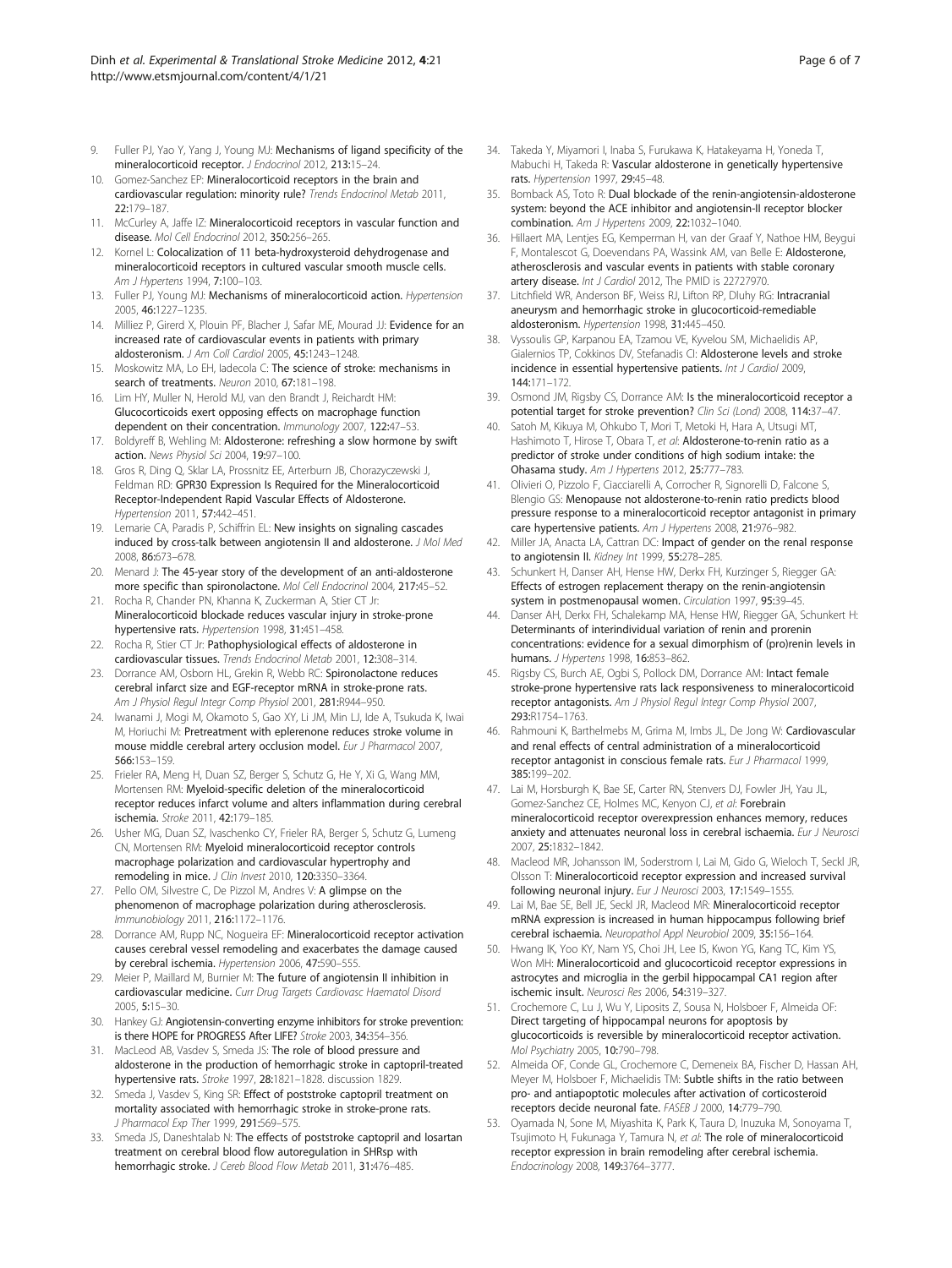9. Fuller PJ, Yao Y, Yang J, Young MJ: **Mechanisms of ligand specificity of the mineralocorticoid receptor.** *J Endocrinol* 2012, **213:**15–24.
10. Gomez-Sanchez EP: **Mineralocorticoid receptors in the brain and cardiovascular regulation: minority rule?** *Trends Endocrinol Metab* 2011, **22:**179–187.
11. McCurley A, Jaffe IZ: **Mineralocorticoid receptors in vascular function and disease.** *Mol Cell Endocrinol* 2012, **350:**256–265.
12. Kornel L: **Colocalization of 11 beta-hydroxysteroid dehydrogenase and mineralocorticoid receptors in cultured vascular smooth muscle cells.** *Am J Hypertens* 1994, **7:**100–103.
13. Fuller PJ, Young MJ: **Mechanisms of mineralocorticoid action.** *Hypertension* 2005, **46:**1227–1235.
14. Milliez P, Girerd X, Plouin PF, Blacher J, Safar ME, Mourad JJ: **Evidence for an increased rate of cardiovascular events in patients with primary aldosteronism.** *J Am Coll Cardiol* 2005, **45:**1243–1248.
15. Moskowitz MA, Lo EH, Iadecola C: **The science of stroke: mechanisms in search of treatments.** *Neuron* 2010, **67:**181–198.
16. Lim HY, Muller N, Herold MJ, van den Brandt J, Reichardt HM: **Glucocorticoids exert opposing effects on macrophage function dependent on their concentration.** *Immunology* 2007, **122:**47–53.
17. Boldyreff B, Wehling M: **Aldosterone: refreshing a slow hormone by swift action.** *News Physiol Sci* 2004, **19:**97–100.
18. Gros R, Ding Q, Sklar LA, Prossnitz EE, Arterburn JB, Chorazyczewski J, Feldman RD: **GPR30 Expression Is Required for the Mineralocorticoid Receptor-Independent Rapid Vascular Effects of Aldosterone.** *Hypertension* 2011, **57:**442–451.
19. Lemarie CA, Paradis P, Schiffrin EL: **New insights on signaling cascades induced by cross-talk between angiotensin II and aldosterone.** *J Mol Med* 2008, **86:**673–678.
20. Menard J: **The 45-year story of the development of an anti-aldosterone more specific than spironolactone.** *Mol Cell Endocrinol* 2004, **217:**45–52.
21. Rocha R, Chander PN, Khanna K, Zuckerman A, Stier CT Jr: **Mineralocorticoid blockade reduces vascular injury in stroke-prone hypertensive rats.** *Hypertension* 1998, **31:**451–458.
22. Rocha R, Stier CT Jr: **Pathophysiological effects of aldosterone in cardiovascular tissues.** *Trends Endocrinol Metab* 2001, **12:**308–314.
23. Dorrance AM, Osborn HL, Grekin R, Webb RC: **Spironolactone reduces cerebral infarct size and EGF-receptor mRNA in stroke-prone rats.** *Am J Physiol Regul Integr Comp Physiol* 2001, **281:**R944–950.
24. Iwanami J, Mogi M, Okamoto S, Gao XY, Li JM, Min LJ, Ide A, Tsukuda K, Iwai M, Horiuchi M: **Pretreatment with eplerenone reduces stroke volume in mouse middle cerebral artery occlusion model.** *Eur J Pharmacol* 2007, **566:**153–159.
25. Frieler RA, Meng H, Duan SZ, Berger S, Schutz G, He Y, Xi G, Wang MM, Mortensen RM: **Myeloid-specific deletion of the mineralocorticoid receptor reduces infarct volume and alters inflammation during cerebral ischemia.** *Stroke* 2011, **42:**179–185.
26. Usher MG, Duan SZ, Ivaschenko CY, Frieler RA, Berger S, Schutz G, Lumeng CN, Mortensen RM: **Myeloid mineralocorticoid receptor controls macrophage polarization and cardiovascular hypertrophy and remodeling in mice.** *J Clin Invest* 2010, **120:**3350–3364.
27. Pello OM, Silvestre C, De Pizzol M, Andres V: **A glimpse on the phenomenon of macrophage polarization during atherosclerosis.** *Immunobiology* 2011, **216:**1172–1176.
28. Dorrance AM, Rupp NC, Nogueira EF: **Mineralocorticoid receptor activation causes cerebral vessel remodeling and exacerbates the damage caused by cerebral ischemia.** *Hypertension* 2006, **47:**590–555.
29. Meier P, Maillard M, Burnier M: **The future of angiotensin II inhibition in cardiovascular medicine.** *Curr Drug Targets Cardiovasc Haematol Disord* 2005, **5:**15–30.
30. Hankey GJ: **Angiotensin-converting enzyme inhibitors for stroke prevention: is there HOPE for PROGRESS After LIFE?** *Stroke* 2003, **34:**354–356.
31. MacLeod AB, Vasdev S, Smeda JS: **The role of blood pressure and aldosterone in the production of hemorrhagic stroke in captopril-treated hypertensive rats.** *Stroke* 1997, **28:**1821–1828. discussion 1829.
32. Smeda J, Vasdev S, King SR: **Effect of poststroke captopril treatment on mortality associated with hemorrhagic stroke in stroke-prone rats.** *J Pharmacol Exp Ther* 1999, **291:**569–575.
33. Smeda JS, Daneshtalab N: **The effects of poststroke captopril and losartan treatment on cerebral blood flow autoregulation in SHRsp with hemorrhagic stroke.** *J Cereb Blood Flow Metab* 2011, **31:**476–485.
34. Takeda Y, Miyamori I, Inaba S, Furukawa K, Hatakeyama H, Yoneda T, Mabuchi H, Takeda R: **Vascular aldosterone in genetically hypertensive rats.** *Hypertension* 1997, **29:**45–48.
35. Bomback AS, Toto R: **Dual blockade of the renin-angiotensin-aldosterone system: beyond the ACE inhibitor and angiotensin-II receptor blocker combination.** *Am J Hypertens* 2009, **22:**1032–1040.
36. Hillaert MA, Lentjes EG, Kemperman H, van der Graaf Y, Nathoe HM, Beygui F, Montalescot G, Doevendans PA, Wassink AM, van Belle E: **Aldosterone, atherosclerosis and vascular events in patients with stable coronary artery disease.** *Int J Cardiol* 2012, The PMID is 22727970.
37. Litchfield WR, Anderson BF, Weiss RJ, Lifton RP, Dluhy RG: **Intracranial aneurysm and hemorrhagic stroke in glucocorticoid-remediable aldosteronism.** *Hypertension* 1998, **31:**445–450.
38. Vyssoulis GP, Karpanou EA, Tzamou VE, Kyvelou SM, Michaelidis AP, Gialernios TP, Cokkinos DV, Stefanadis CI: **Aldosterone levels and stroke incidence in essential hypertensive patients.** *Int J Cardiol* 2009, **144:**171–172.
39. Osmond JM, Rigsby CS, Dorrance AM: **Is the mineralocorticoid receptor a potential target for stroke prevention?** *Clin Sci (Lond)* 2008, **114:**37–47.
40. Satoh M, Kikuya M, Ohkubo T, Mori T, Metoki H, Hara A, Utsugi MT, Hashimoto T, Hirose T, Obara T, *et al*: **Aldosterone-to-renin ratio as a predictor of stroke under conditions of high sodium intake: the Ohasama study.** *Am J Hypertens* 2012, **25:**777–783.
41. Olivieri O, Pizzolo F, Ciacciarelli A, Corrocher R, Signorelli D, Falcone S, Blengio GS: **Menopause not aldosterone-to-renin ratio predicts blood pressure response to a mineralocorticoid receptor antagonist in primary care hypertensive patients.** *Am J Hypertens* 2008, **21:**976–982.
42. Miller JA, Anacta LA, Cattran DC: **Impact of gender on the renal response to angiotensin II.** *Kidney Int* 1999, **55:**278–285.
43. Schunkert H, Danser AH, Hense HW, Derkx FH, Kurzinger S, Riegger GA: **Effects of estrogen replacement therapy on the renin-angiotensin system in postmenopausal women.** *Circulation* 1997, **95:**39–45.
44. Danser AH, Derkx FH, Schalekamp MA, Hense HW, Riegger GA, Schunkert H: **Determinants of interindividual variation of renin and prorenin concentrations: evidence for a sexual dimorphism of (pro)renin levels in humans.** *J Hypertens* 1998, **16:**853–862.
45. Rigsby CS, Burch AE, Ogbi S, Pollock DM, Dorrance AM: **Intact female stroke-prone hypertensive rats lack responsiveness to mineralocorticoid receptor antagonists.** *Am J Physiol Regul Integr Comp Physiol* 2007, **293:**R1754–1763.
46. Rahmouni K, Barthelmebs M, Grima M, Imbs JL, De Jong W: **Cardiovascular and renal effects of central administration of a mineralocorticoid receptor antagonist in conscious female rats.** *Eur J Pharmacol* 1999, **385:**199–202.
47. Lai M, Horsburgh K, Bae SE, Carter RN, Stenvers DJ, Fowler JH, Yau JL, Gomez-Sanchez CE, Holmes MC, Kenyon CJ, *et al*: **Forebrain mineralocorticoid receptor overexpression enhances memory, reduces anxiety and attenuates neuronal loss in cerebral ischaemia.** *Eur J Neurosci* 2007, **25:**1832–1842.
48. Macleod MR, Johansson IM, Soderstrom I, Lai M, Gido G, Wieloch T, Seckl JR, Olsson T: **Mineralocorticoid receptor expression and increased survival following neuronal injury.** *Eur J Neurosci* 2003, **17:**1549–1555.
49. Lai M, Bae SE, Bell JE, Seckl JR, Macleod MR: **Mineralocorticoid receptor mRNA expression is increased in human hippocampus following brief cerebral ischaemia.** *Neuropathol Appl Neurobiol* 2009, **35:**156–164.
50. Hwang IK, Yoo KY, Nam YS, Choi JH, Lee IS, Kwon YG, Kang TC, Kim YS, Won MH: **Mineralocorticoid and glucocorticoid receptor expressions in astrocytes and microglia in the gerbil hippocampal CA1 region after ischemic insult.** *Neurosci Res* 2006, **54:**319–327.
51. Crochemore C, Lu J, Wu Y, Liposits Z, Sousa N, Holsboer F, Almeida OF: **Direct targeting of hippocampal neurons for apoptosis by glucocorticoids is reversible by mineralocorticoid receptor activation.** *Mol Psychiatry* 2005, **10:**790–798.
52. Almeida OF, Conde GL, Crochemore C, Demeneix BA, Fischer D, Hassan AH, Meyer M, Holsboer F, Michaelidis TM: **Subtle shifts in the ratio between pro- and antiapoptotic molecules after activation of corticosteroid receptors decide neuronal fate.** *FASEB J* 2000, **14:**779–790.
53. Oyamada N, Sone M, Miyashita K, Park K, Taura D, Inuzuka M, Sonoyama T, Tsujimoto H, Fukunaga Y, Tamura N, *et al*: **The role of mineralocorticoid receptor expression in brain remodeling after cerebral ischemia.** *Endocrinology* 2008, **149:**3764–3777.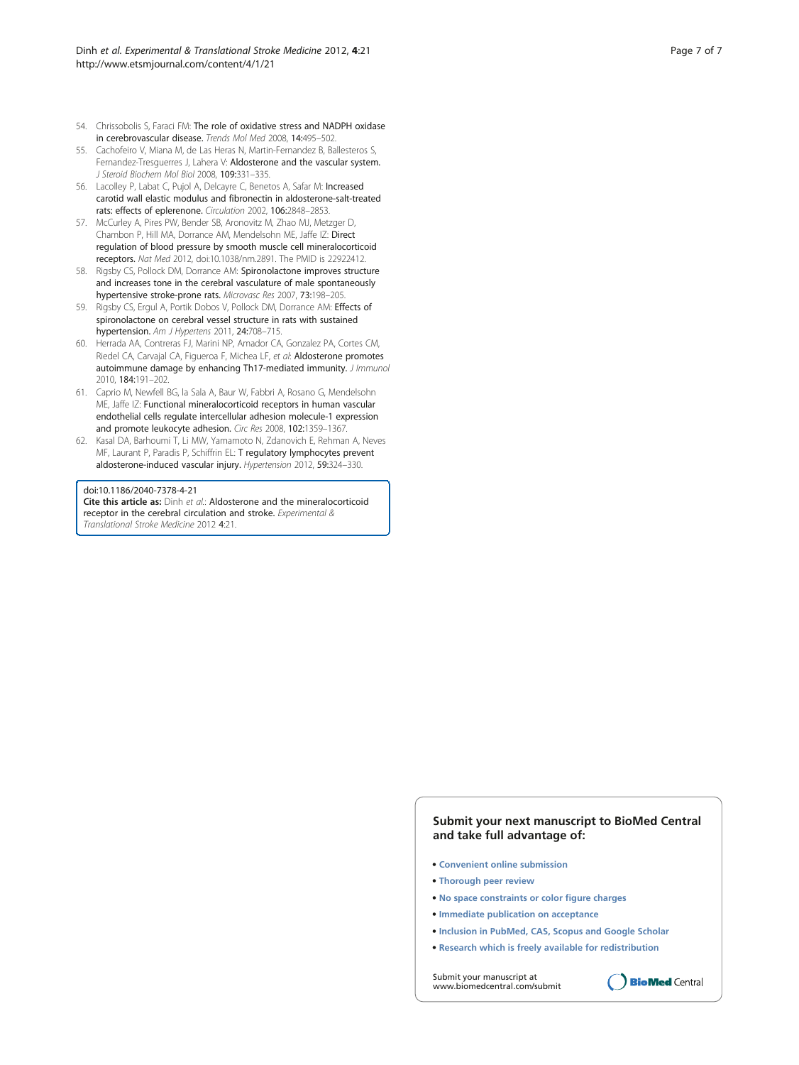54. Chrissobolis S, Faraci FM: **The role of oxidative stress and NADPH oxidase in cerebrovascular disease.** *Trends Mol Med* 2008, **14**:495–502.
55. Cachofeiro V, Miana M, de Las Heras N, Martin-Fernandez B, Ballesteros S, Fernandez-Tresguerres J, Lahera V: **Aldosterone and the vascular system.** *J Steroid Biochem Mol Biol* 2008, **109**:331–335.
56. Lacolley P, Labat C, Pujol A, Delcayre C, Benetos A, Safar M: **Increased carotid wall elastic modulus and fibronectin in aldosterone-salt-treated rats: effects of eplerenone.** *Circulation* 2002, **106**:2848–2853.
57. McCurley A, Pires PW, Bender SB, Aronovitz M, Zhao MJ, Metzger D, Chambon P, Hill MA, Dorrance AM, Mendelsohn ME, Jaffe IZ: **Direct regulation of blood pressure by smooth muscle cell mineralocorticoid receptors.** *Nat Med* 2012, doi:10.1038/nm.2891. The PMID is 22922412.
58. Rigsby CS, Pollock DM, Dorrance AM: **Spironolactone improves structure and increases tone in the cerebral vasculature of male spontaneously hypertensive stroke-prone rats.** *Microvasc Res* 2007, **73**:198–205.
59. Rigsby CS, Ergul A, Portik Dobos V, Pollock DM, Dorrance AM: **Effects of spironolactone on cerebral vessel structure in rats with sustained hypertension.** *Am J Hypertens* 2011, **24**:708–715.
60. Herrada AA, Contreras FJ, Marini NP, Amador CA, Gonzalez PA, Cortes CM, Riedel CA, Carvajal CA, Figueroa F, Michea LF, *et al*: **Aldosterone promotes autoimmune damage by enhancing Th17-mediated immunity.** *J Immunol* 2010, **184**:191–202.
61. Caprio M, Newfell BG, la Sala A, Baur W, Fabbri A, Rosano G, Mendelsohn ME, Jaffe IZ: **Functional mineralocorticoid receptors in human vascular endothelial cells regulate intercellular adhesion molecule-1 expression and promote leukocyte adhesion.** *Circ Res* 2008, **102**:1359–1367.
62. Kasal DA, Barhoumi T, Li MW, Yamamoto N, Zdanovich E, Rehman A, Neves MF, Laurant P, Paradis P, Schiffrin EL: **T regulatory lymphocytes prevent aldosterone-induced vascular injury.** *Hypertension* 2012, **59**:324–330.

doi:10.1186/2040-7378-4-21

**Cite this article as:** Dinh *et al.*: Aldosterone and the mineralocorticoid receptor in the cerebral circulation and stroke. *Experimental & Translational Stroke Medicine* 2012 **4**:21.

**Submit your next manuscript to BioMed Central and take full advantage of:**

- **Convenient online submission**
- **Thorough peer review**
- **No space constraints or color figure charges**
- **Immediate publication on acceptance**
- **Inclusion in PubMed, CAS, Scopus and Google Scholar**
- **Research which is freely available for redistribution**

Submit your manuscript at www.biomedcentral.com/submit

BioMed Central